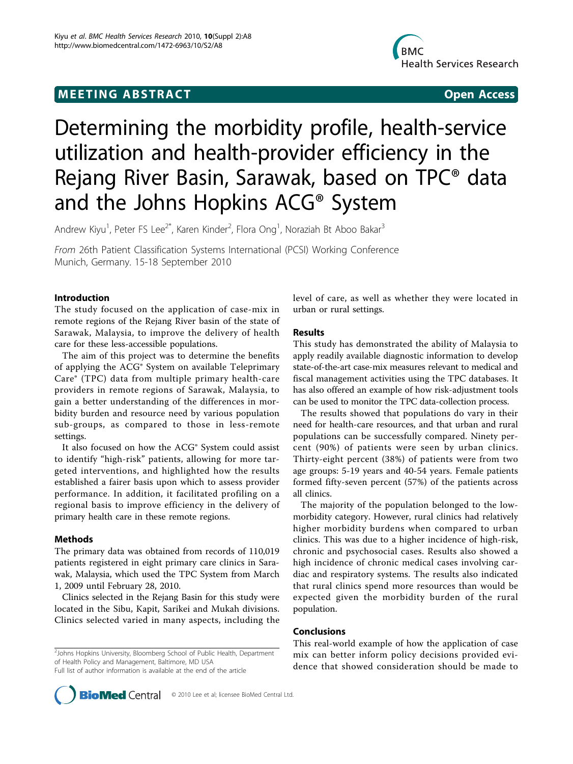**MEETING ABSTRACT** **Open Access**

# Determining the morbidity profile, health-service utilization and health-provider efficiency in the Rejang River Basin, Sarawak, based on TPC® data and the Johns Hopkins ACG® System

Andrew Kiyu[1], Peter FS Lee[2*], Karen Kinder[2], Flora Ong[1], Noraziah Bt Aboo Bakar[3]

*From* 26th Patient Classification Systems International (PCSI) Working Conference
Munich, Germany. 15-18 September 2010

## Introduction

The study focused on the application of case-mix in remote regions of the Rejang River basin of the state of Sarawak, Malaysia, to improve the delivery of health care for these less-accessible populations.

The aim of this project was to determine the benefits of applying the ACG® System on available Teleprimary Care® (TPC) data from multiple primary health-care providers in remote regions of Sarawak, Malaysia, to gain a better understanding of the differences in morbidity burden and resource need by various population sub-groups, as compared to those in less-remote settings.

It also focused on how the ACG® System could assist to identify "high-risk" patients, allowing for more targeted interventions, and highlighted how the results established a fairer basis upon which to assess provider performance. In addition, it facilitated profiling on a regional basis to improve efficiency in the delivery of primary health care in these remote regions.

## Methods

The primary data was obtained from records of 110,019 patients registered in eight primary care clinics in Sarawak, Malaysia, which used the TPC System from March 1, 2009 until February 28, 2010.

Clinics selected in the Rejang Basin for this study were located in the Sibu, Kapit, Sarikei and Mukah divisions. Clinics selected varied in many aspects, including the level of care, as well as whether they were located in urban or rural settings.

## Results

This study has demonstrated the ability of Malaysia to apply readily available diagnostic information to develop state-of-the-art case-mix measures relevant to medical and fiscal management activities using the TPC databases. It has also offered an example of how risk-adjustment tools can be used to monitor the TPC data-collection process.

The results showed that populations do vary in their need for health-care resources, and that urban and rural populations can be successfully compared. Ninety percent (90%) of patients were seen by urban clinics. Thirty-eight percent (38%) of patients were from two age groups: 5-19 years and 40-54 years. Female patients formed fifty-seven percent (57%) of the patients across all clinics.

The majority of the population belonged to the low-morbidity category. However, rural clinics had relatively higher morbidity burdens when compared to urban clinics. This was due to a higher incidence of high-risk, chronic and psychosocial cases. Results also showed a high incidence of chronic medical cases involving cardiac and respiratory systems. The results also indicated that rural clinics spend more resources than would be expected given the morbidity burden of the rural population.

## Conclusions

This real-world example of how the application of case mix can better inform policy decisions provided evidence that showed consideration should be made to

[2]Johns Hopkins University, Bloomberg School of Public Health, Department of Health Policy and Management, Baltimore, MD USA
Full list of author information is available at the end of the article

© 2010 Lee et al; licensee BioMed Central Ltd.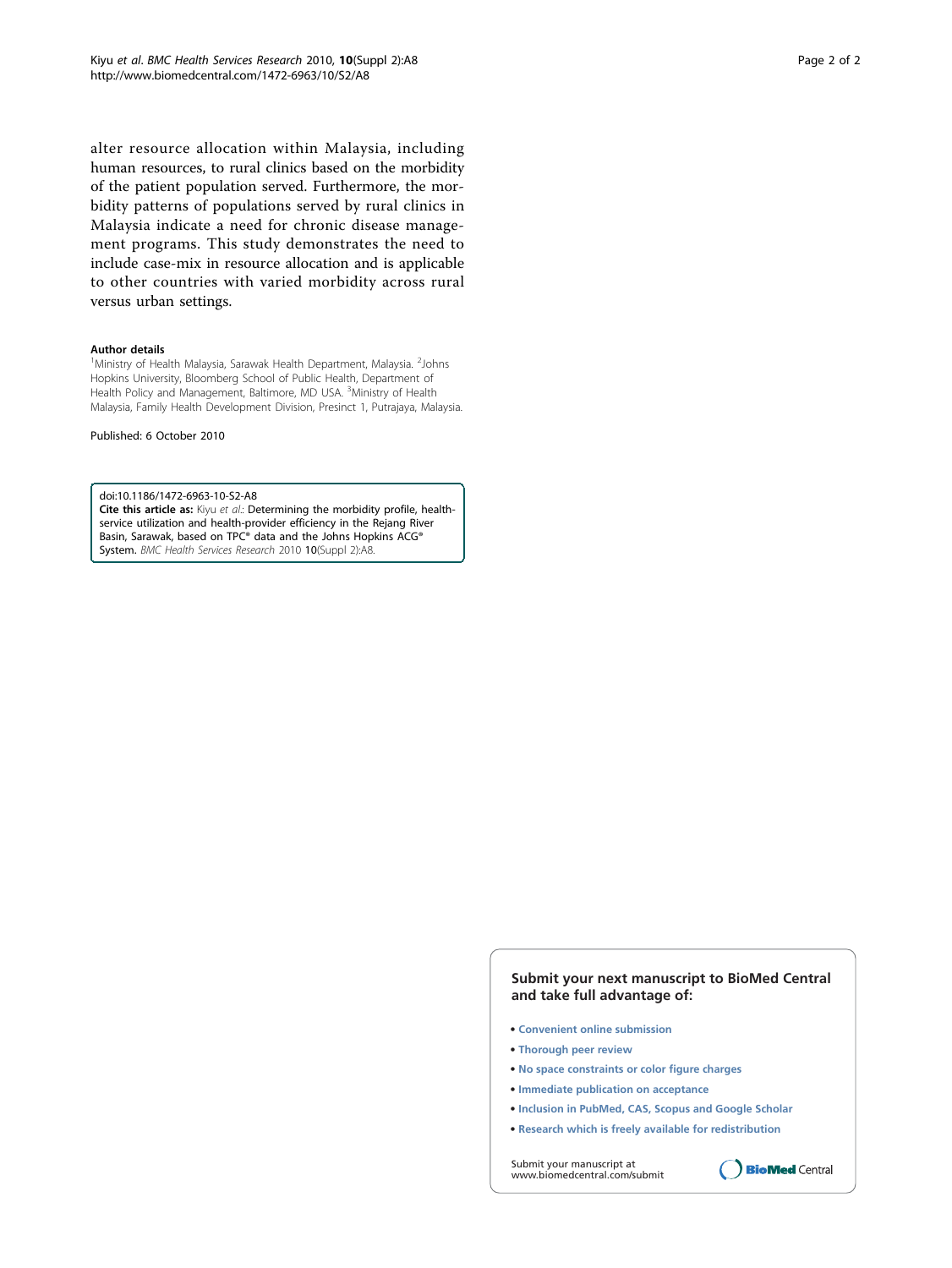alter resource allocation within Malaysia, including human resources, to rural clinics based on the morbidity of the patient population served. Furthermore, the morbidity patterns of populations served by rural clinics in Malaysia indicate a need for chronic disease management programs. This study demonstrates the need to include case-mix in resource allocation and is applicable to other countries with varied morbidity across rural versus urban settings.

#### Author details

[1]Ministry of Health Malaysia, Sarawak Health Department, Malaysia. [2]Johns Hopkins University, Bloomberg School of Public Health, Department of Health Policy and Management, Baltimore, MD USA. [3]Ministry of Health Malaysia, Family Health Development Division, Presinct 1, Putrajaya, Malaysia.

Published: 6 October 2010

doi:10.1186/1472-6963-10-S2-A8

**Cite this article as:** Kiyu *et al.*: Determining the morbidity profile, health-service utilization and health-provider efficiency in the Rejang River Basin, Sarawak, based on TPC® data and the Johns Hopkins ACG® System. *BMC Health Services Research* 2010 **10**(Suppl 2):A8.

**Submit your next manuscript to BioMed Central and take full advantage of:**

- Convenient online submission
- Thorough peer review
- No space constraints or color figure charges
- Immediate publication on acceptance
- Inclusion in PubMed, CAS, Scopus and Google Scholar
- Research which is freely available for redistribution

Submit your manuscript at www.biomedcentral.com/submit

BioMed Central